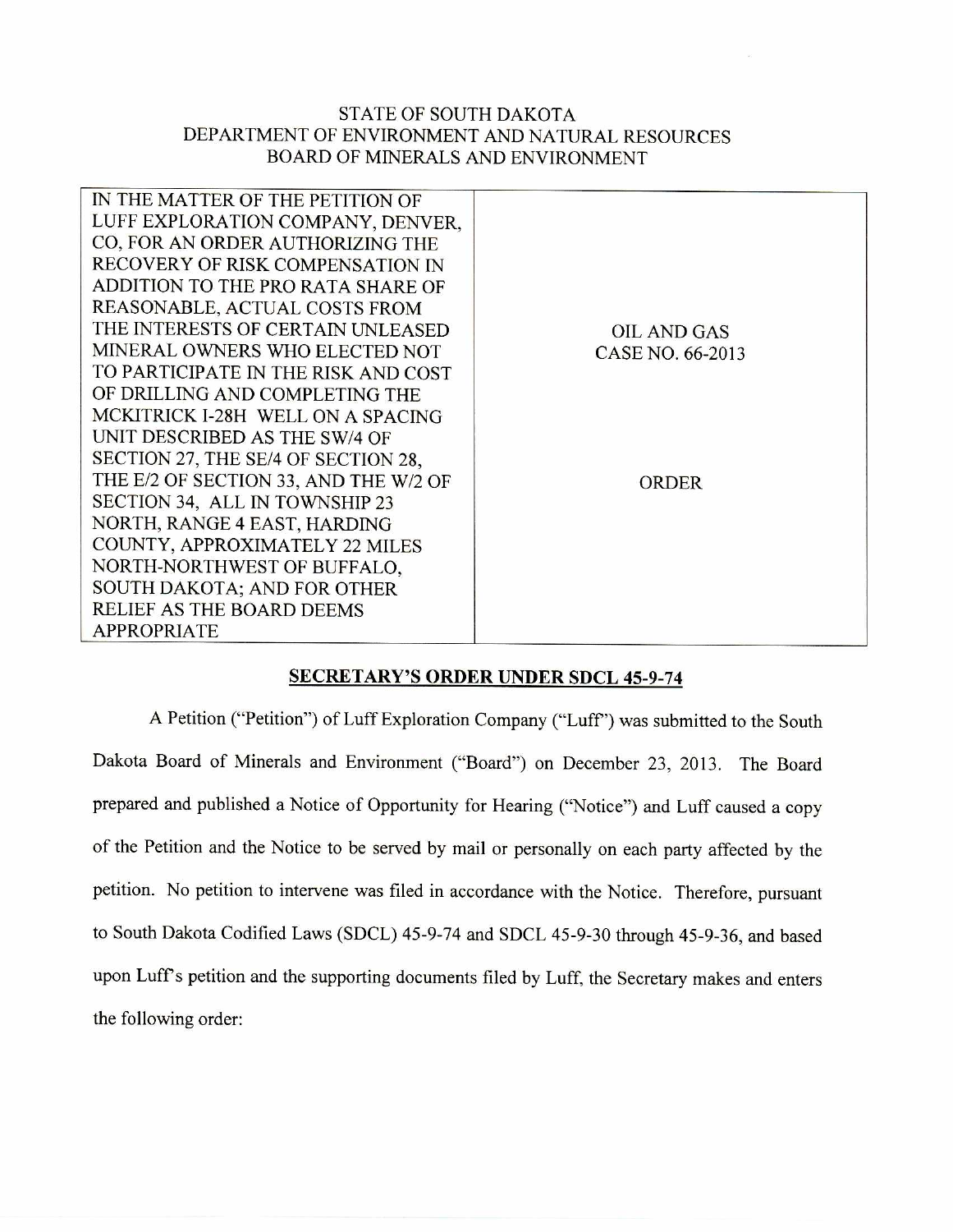STATE OF SOUTH DAKOTA
DEPARTMENT OF ENVIRONMENT AND NATURAL RESOURCES
BOARD OF MINERALS AND ENVIRONMENT

| IN THE MATTER OF THE PETITION OF LUFF EXPLORATION COMPANY, DENVER, CO, FOR AN ORDER AUTHORIZING THE RECOVERY OF RISK COMPENSATION IN ADDITION TO THE PRO RATA SHARE OF REASONABLE, ACTUAL COSTS FROM THE INTERESTS OF CERTAIN UNLEASED MINERAL OWNERS WHO ELECTED NOT TO PARTICIPATE IN THE RISK AND COST OF DRILLING AND COMPLETING THE MCKITRICK I-28H WELL ON A SPACING UNIT DESCRIBED AS THE SW/4 OF SECTION 27, THE SE/4 OF SECTION 28, THE E/2 OF SECTION 33, AND THE W/2 OF SECTION 34, ALL IN TOWNSHIP 23 NORTH, RANGE 4 EAST, HARDING COUNTY, APPROXIMATELY 22 MILES NORTH-NORTHWEST OF BUFFALO, SOUTH DAKOTA; AND FOR OTHER RELIEF AS THE BOARD DEEMS APPROPRIATE | OIL AND GAS CASE NO. 66-2013<br><br>ORDER |
|---|---|

**SECRETARY'S ORDER UNDER SDCL 45-9-74**

A Petition ("Petition") of Luff Exploration Company ("Luff") was submitted to the South Dakota Board of Minerals and Environment ("Board") on December 23, 2013. The Board prepared and published a Notice of Opportunity for Hearing ("Notice") and Luff caused a copy of the Petition and the Notice to be served by mail or personally on each party affected by the petition. No petition to intervene was filed in accordance with the Notice. Therefore, pursuant to South Dakota Codified Laws (SDCL) 45-9-74 and SDCL 45-9-30 through 45-9-36, and based upon Luff's petition and the supporting documents filed by Luff, the Secretary makes and enters the following order: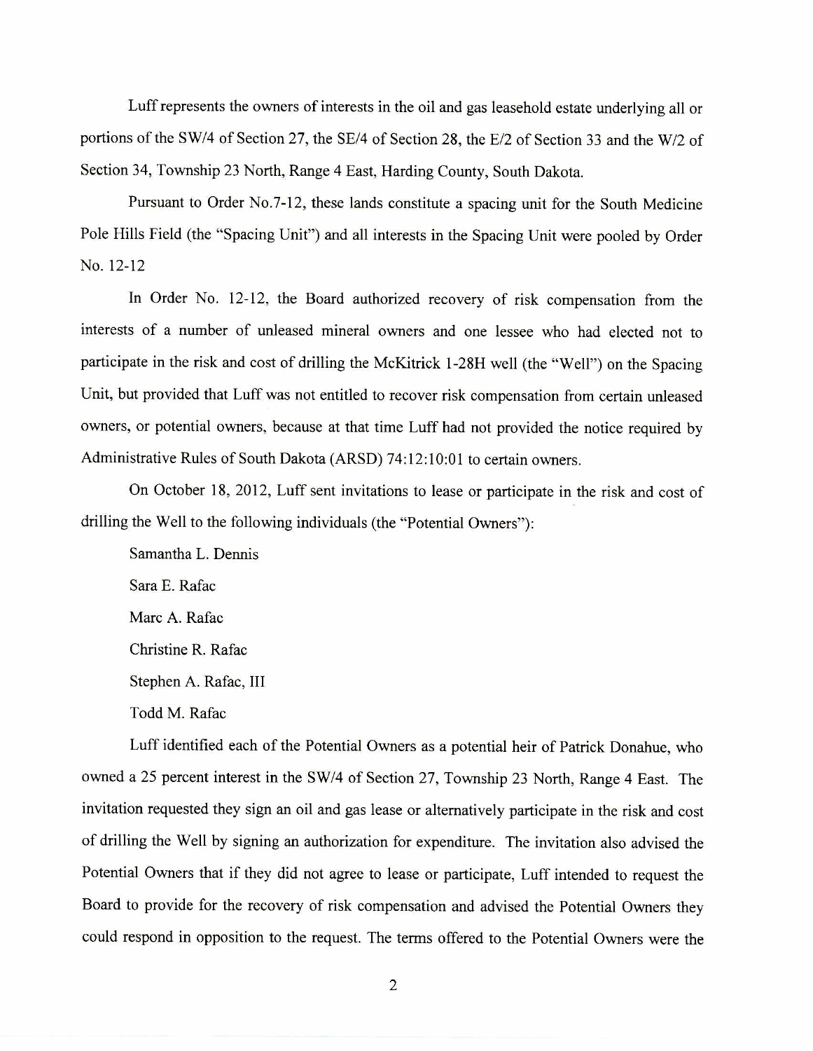Luff represents the owners of interests in the oil and gas leasehold estate underlying all or portions of the SW/4 of Section 27, the SE/4 of Section 28, the E/2 of Section 33 and the W/2 of Section 34, Township 23 North, Range 4 East, Harding County, South Dakota.

Pursuant to Order No.7-12, these lands constitute a spacing unit for the South Medicine Pole Hills Field (the "Spacing Unit") and all interests in the Spacing Unit were pooled by Order No. 12-12

In Order No. 12-12, the Board authorized recovery of risk compensation from the interests of a number of unleased mineral owners and one lessee who had elected not to participate in the risk and cost of drilling the McKitrick 1-28H well (the "Well") on the Spacing Unit, but provided that Luff was not entitled to recover risk compensation from certain unleased owners, or potential owners, because at that time Luff had not provided the notice required by Administrative Rules of South Dakota (ARSD) 74:12:10:01 to certain owners.

On October 18, 2012, Luff sent invitations to lease or participate in the risk and cost of drilling the Well to the following individuals (the "Potential Owners"):

Samantha L. Dennis

Sara E. Rafac

Marc A. Rafac

Christine R. Rafac

Stephen A. Rafac, III

Todd M. Rafac

Luff identified each of the Potential Owners as a potential heir of Patrick Donahue, who owned a 25 percent interest in the SW/4 of Section 27, Township 23 North, Range 4 East. The invitation requested they sign an oil and gas lease or alternatively participate in the risk and cost of drilling the Well by signing an authorization for expenditure. The invitation also advised the Potential Owners that if they did not agree to lease or participate, Luff intended to request the Board to provide for the recovery of risk compensation and advised the Potential Owners they could respond in opposition to the request. The terms offered to the Potential Owners were the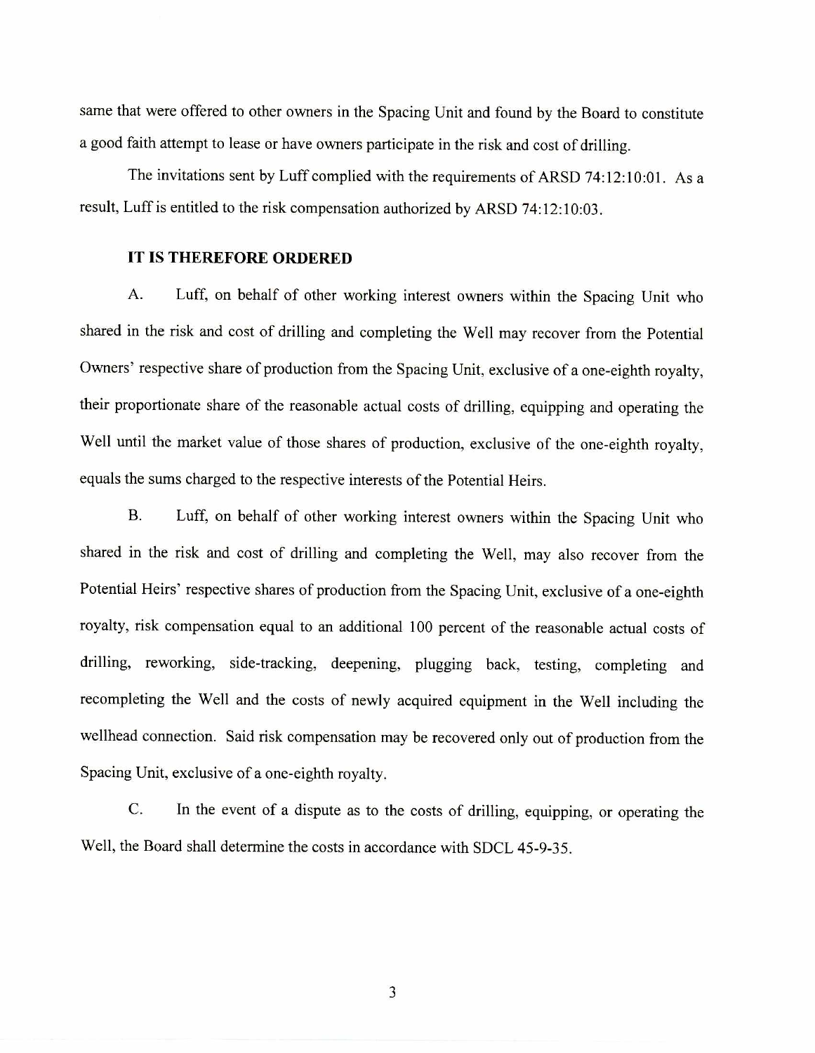same that were offered to other owners in the Spacing Unit and found by the Board to constitute a good faith attempt to lease or have owners participate in the risk and cost of drilling.

The invitations sent by Luff complied with the requirements of ARSD 74:12:10:01. As a result, Luff is entitled to the risk compensation authorized by ARSD 74:12:10:03.

**IT IS THEREFORE ORDERED**

A. Luff, on behalf of other working interest owners within the Spacing Unit who shared in the risk and cost of drilling and completing the Well may recover from the Potential Owners' respective share of production from the Spacing Unit, exclusive of a one-eighth royalty, their proportionate share of the reasonable actual costs of drilling, equipping and operating the Well until the market value of those shares of production, exclusive of the one-eighth royalty, equals the sums charged to the respective interests of the Potential Heirs.

B. Luff, on behalf of other working interest owners within the Spacing Unit who shared in the risk and cost of drilling and completing the Well, may also recover from the Potential Heirs' respective shares of production from the Spacing Unit, exclusive of a one-eighth royalty, risk compensation equal to an additional 100 percent of the reasonable actual costs of drilling, reworking, side-tracking, deepening, plugging back, testing, completing and recompleting the Well and the costs of newly acquired equipment in the Well including the wellhead connection. Said risk compensation may be recovered only out of production from the Spacing Unit, exclusive of a one-eighth royalty.

C. In the event of a dispute as to the costs of drilling, equipping, or operating the Well, the Board shall determine the costs in accordance with SDCL 45-9-35.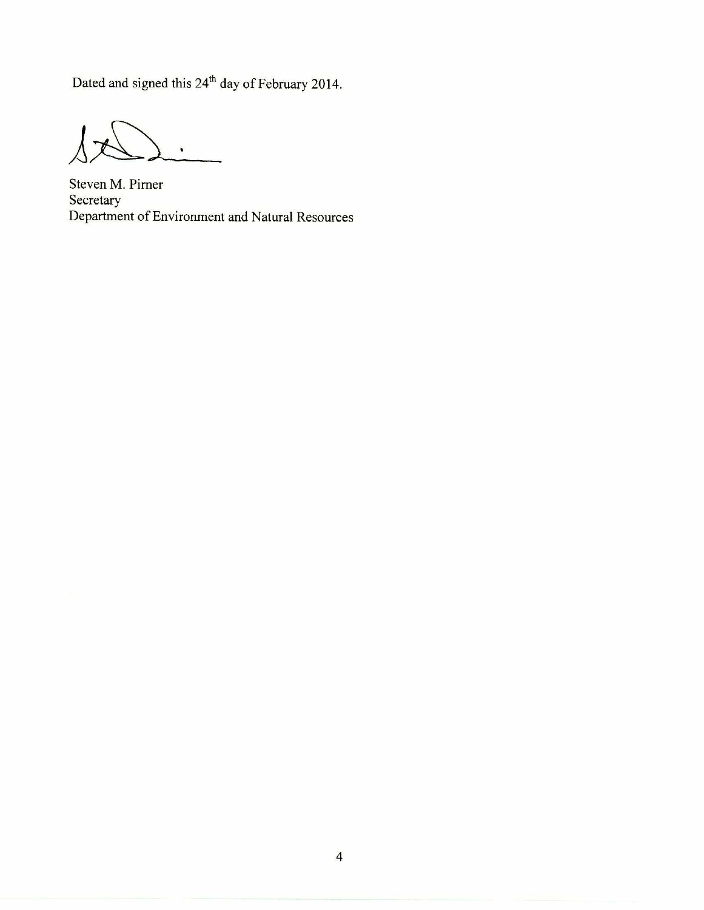Dated and signed this 24th day of February 2014.

Steven M. Pirner
Secretary
Department of Environment and Natural Resources